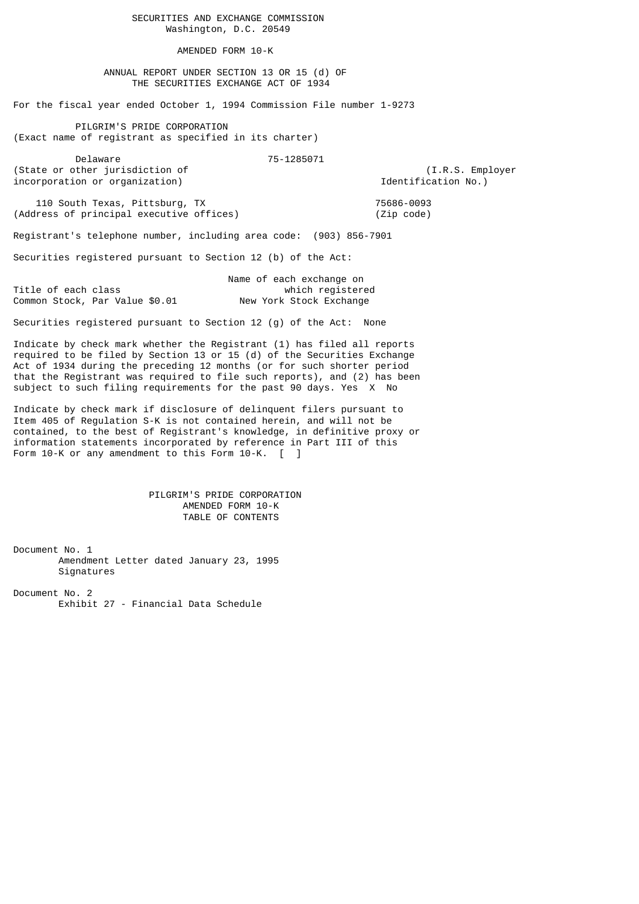# SECURITIES AND EXCHANGE COMMISSION

Washington, D.C. 20549

## AMENDED FORM 10-K

ANNUAL REPORT UNDER SECTION 13 OR 15 (d) OF THE SECURITIES EXCHANGE ACT OF 1934

For the fiscal year ended October 1, 1994 Commission File number 1-9273

**PILGRIM'S PRIDE CORPORATION**
(Exact name of registrant as specified in its charter)

| Delaware | 75-1285071 |
|---|---|
| (State or other jurisdiction of incorporation or organization) | (I.R.S. Employer Identification No.) |

| 110 South Texas, Pittsburg, TX | 75686-0093 |
|---|---|
| (Address of principal executive offices) | (Zip code) |

Registrant's telephone number, including area code: (903) 856-7901

Securities registered pursuant to Section 12 (b) of the Act:

| Title of each class | Name of each exchange on which registered |
|---|---|
| Common Stock, Par Value $0.01 | New York Stock Exchange |

Securities registered pursuant to Section 12 (g) of the Act: None

Indicate by check mark whether the Registrant (1) has filed all reports required to be filed by Section 13 or 15 (d) of the Securities Exchange Act of 1934 during the preceding 12 months (or for such shorter period that the Registrant was required to file such reports), and (2) has been subject to such filing requirements for the past 90 days. Yes X No

Indicate by check mark if disclosure of delinquent filers pursuant to Item 405 of Regulation S-K is not contained herein, and will not be contained, to the best of Registrant's knowledge, in definitive proxy or information statements incorporated by reference in Part III of this Form 10-K or any amendment to this Form 10-K. [ ]

## PILGRIM'S PRIDE CORPORATION
## AMENDED FORM 10-K
## TABLE OF CONTENTS

Document No. 1
- Amendment Letter dated January 23, 1995
- Signatures

Document No. 2
- Exhibit 27 - Financial Data Schedule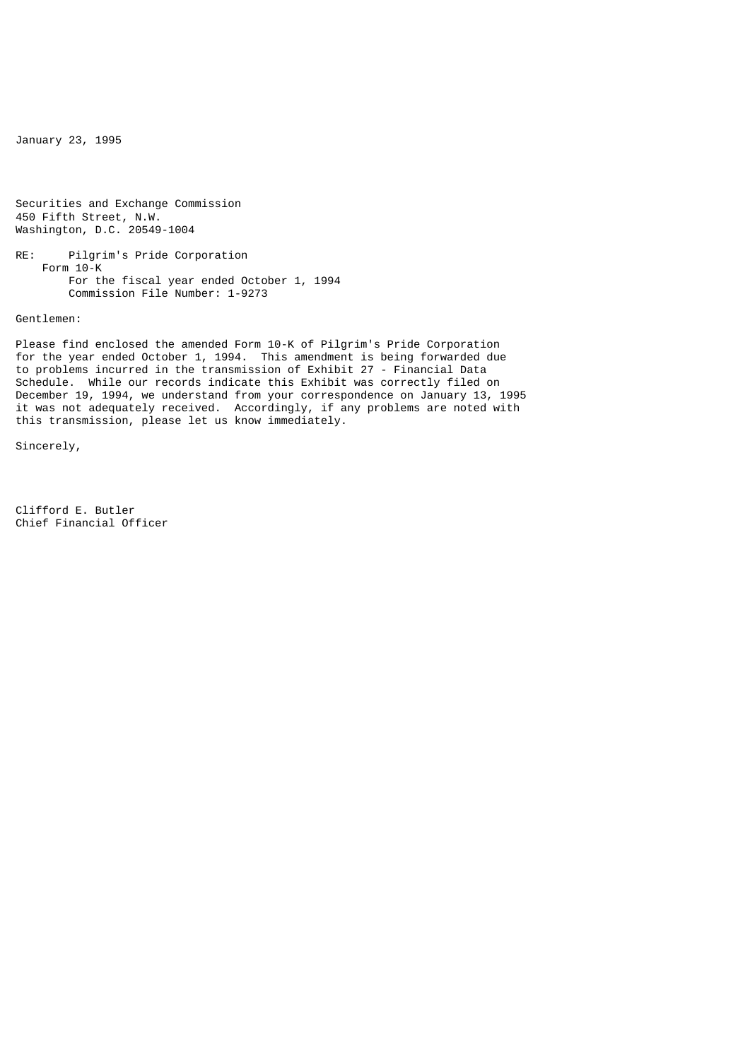January 23, 1995

Securities and Exchange Commission
450 Fifth Street, N.W.
Washington, D.C. 20549-1004

RE: Pilgrim's Pride Corporation
Form 10-K
For the fiscal year ended October 1, 1994
Commission File Number: 1-9273

Gentlemen:

Please find enclosed the amended Form 10-K of Pilgrim's Pride Corporation for the year ended October 1, 1994. This amendment is being forwarded due to problems incurred in the transmission of Exhibit 27 - Financial Data Schedule. While our records indicate this Exhibit was correctly filed on December 19, 1994, we understand from your correspondence on January 13, 1995 it was not adequately received. Accordingly, if any problems are noted with this transmission, please let us know immediately.

Sincerely,

Clifford E. Butler
Chief Financial Officer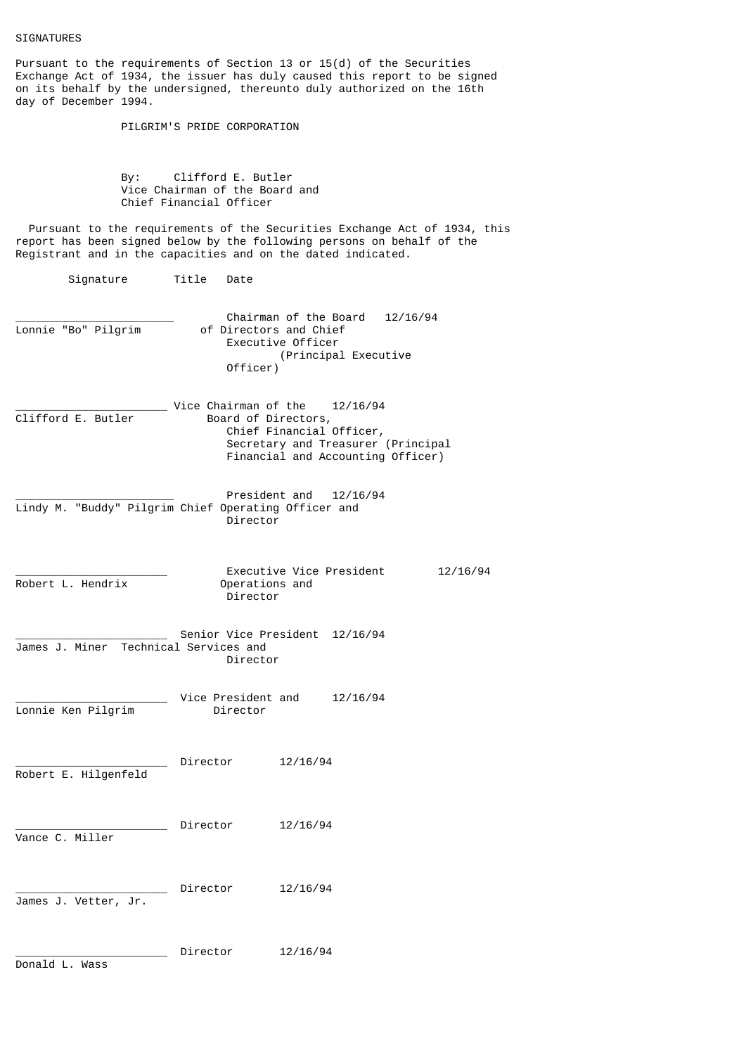SIGNATURES

Pursuant to the requirements of Section 13 or 15(d) of the Securities Exchange Act of 1934, the issuer has duly caused this report to be signed on its behalf by the undersigned, thereunto duly authorized on the 16th day of December 1994.

PILGRIM'S PRIDE CORPORATION

By: Clifford E. Butler
Vice Chairman of the Board and
Chief Financial Officer

Pursuant to the requirements of the Securities Exchange Act of 1934, this report has been signed below by the following persons on behalf of the Registrant and in the capacities and on the dated indicated.

| Signature | Title | Date |
|---|---|---|
| ______________________ Lonnie "Bo" Pilgrim | Chairman of the Board of Directors and Chief Executive Officer (Principal Executive Officer) | 12/16/94 |
| ______________________ Clifford E. Butler | Vice Chairman of the Board of Directors, Chief Financial Officer, Secretary and Treasurer (Principal Financial and Accounting Officer) | 12/16/94 |
| ______________________ Lindy M. "Buddy" Pilgrim | President and Chief Operating Officer and Director | 12/16/94 |
| ______________________ Robert L. Hendrix | Executive Vice President Operations and Director | 12/16/94 |
| ______________________ James J. Miner | Senior Vice President Technical Services and Director | 12/16/94 |
| ______________________ Lonnie Ken Pilgrim | Vice President and Director | 12/16/94 |
| ______________________ Robert E. Hilgenfeld | Director | 12/16/94 |
| ______________________ Vance C. Miller | Director | 12/16/94 |
| ______________________ James J. Vetter, Jr. | Director | 12/16/94 |
| ______________________ Donald L. Wass | Director | 12/16/94 |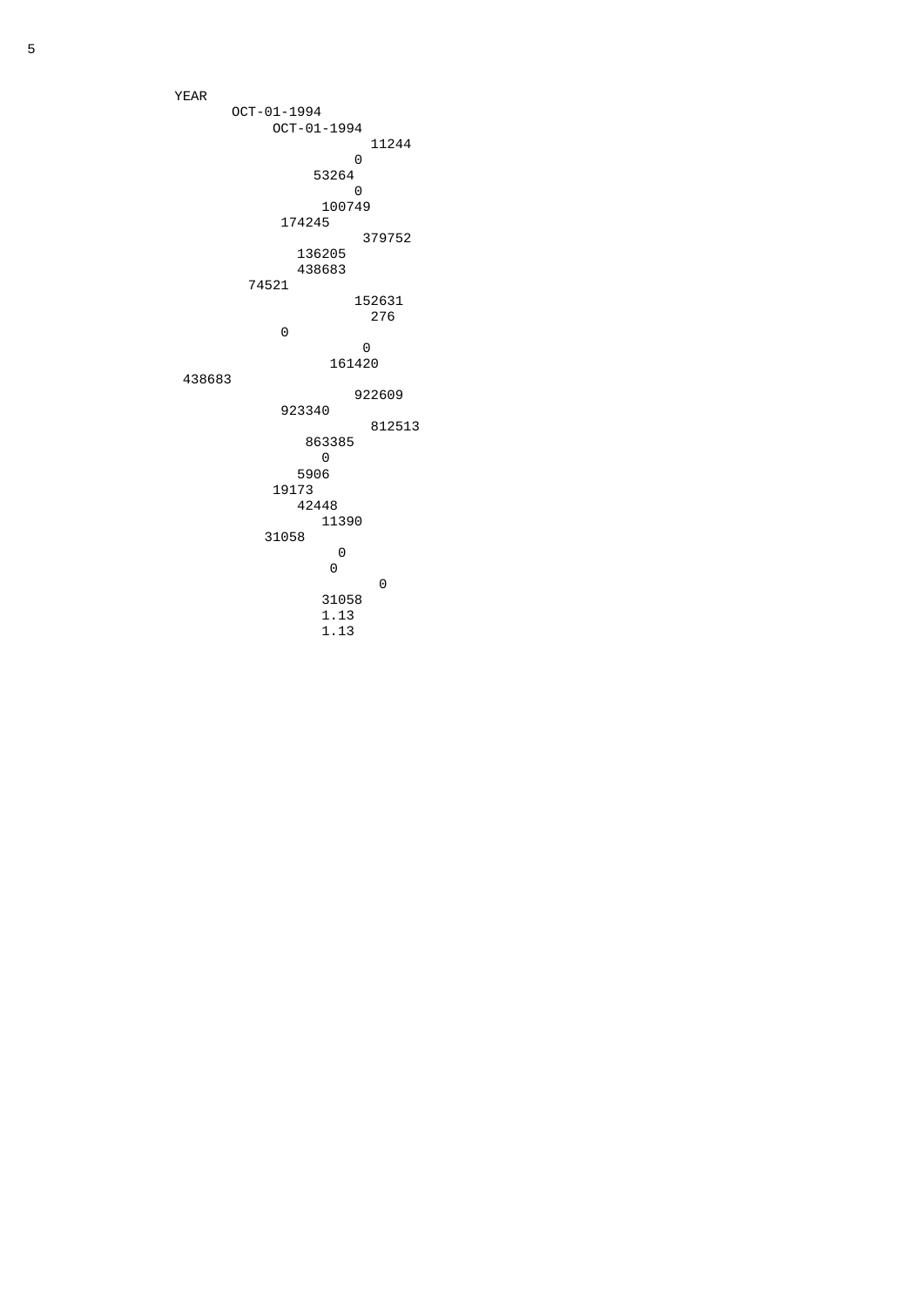YEAR

OCT-01-1994

OCT-01-1994

11244

0

53264

0

100749

174245

379752

136205

438683

74521

152631

276

0

0

161420

438683

922609

923340

812513

863385

0

5906

19173

42448

11390

31058

0

0

0

31058

1.13

1.13